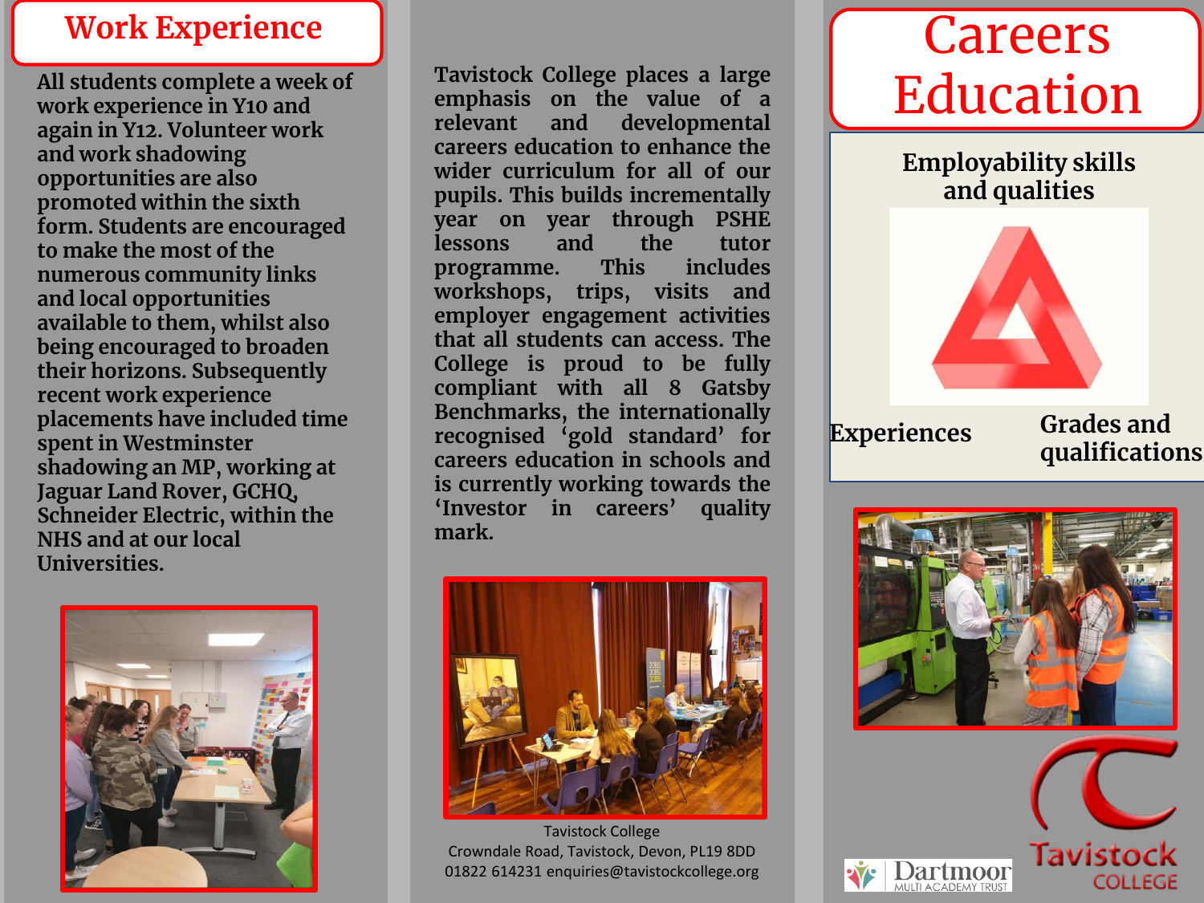## Work Experience

All students complete a week of work experience in Y10 and again in Y12. Volunteer work and work shadowing opportunities are also promoted within the sixth form. Students are encouraged to make the most of the numerous community links and local opportunities available to them, whilst also being encouraged to broaden their horizons. Subsequently recent work experience placements have included time spent in Westminster shadowing an MP, working at Jaguar Land Rover, GCHQ, Schneider Electric, within the NHS and at our local Universities.

Tavistock College places a large emphasis on the value of a relevant and developmental careers education to enhance the wider curriculum for all of our pupils. This builds incrementally year on year through PSHE lessons and the tutor programme. This includes workshops, trips, visits and employer engagement activities that all students can access. The College is proud to be fully compliant with all 8 Gatsby Benchmarks, the internationally recognised 'gold standard' for careers education in schools and is currently working towards the 'Investor in careers' quality mark.

Tavistock College
Crowndale Road, Tavistock, Devon, PL19 8DD
01822 614231 enquiries@tavistockcollege.org

# Careers Education

Employability skills and qualities

Experiences

Grades and qualifications

Tavistock COLLEGE

Dartmoor MULTI ACADEMY TRUST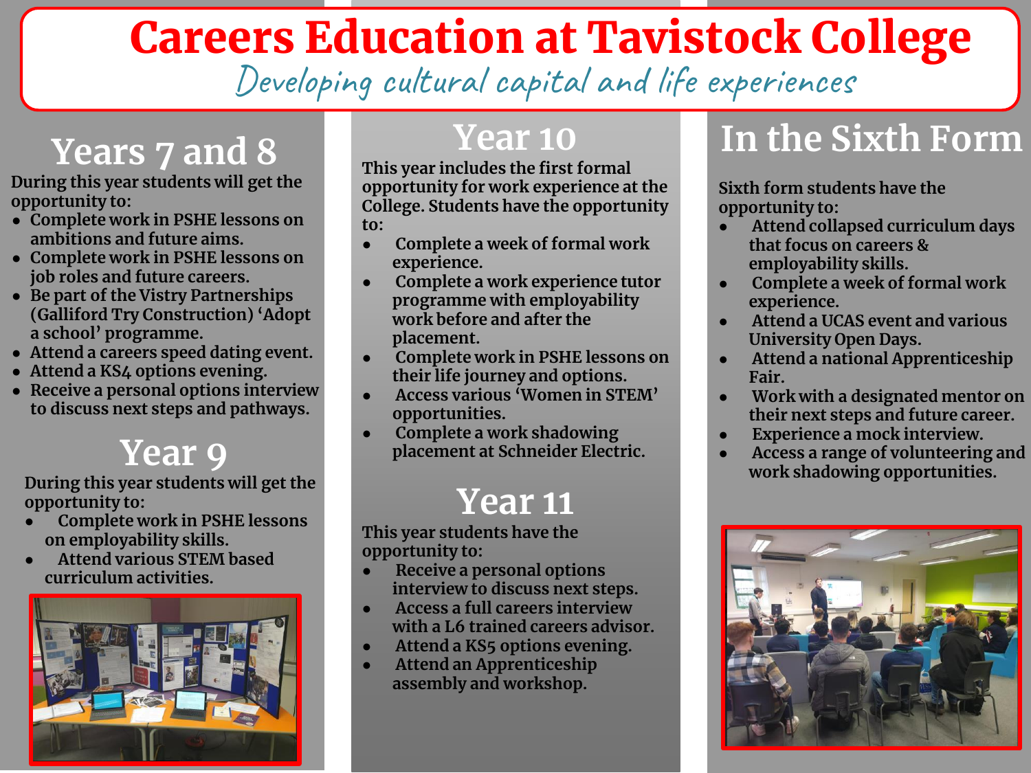# Careers Education at Tavistock College

*Developing cultural capital and life experiences*

## Years 7 and 8

During this year students will get the opportunity to:

- Complete work in PSHE lessons on ambitions and future aims.
- Complete work in PSHE lessons on job roles and future careers.
- Be part of the Vistry Partnerships (Galliford Try Construction) 'Adopt a school' programme.
- Attend a careers speed dating event.
- Attend a KS4 options evening.
- Receive a personal options interview to discuss next steps and pathways.

## Year 9

During this year students will get the opportunity to:

- Complete work in PSHE lessons on employability skills.
- Attend various STEM based curriculum activities.

## Year 10

This year includes the first formal opportunity for work experience at the College. Students have the opportunity to:

- Complete a week of formal work experience.
- Complete a work experience tutor programme with employability work before and after the placement.
- Complete work in PSHE lessons on their life journey and options.
- Access various 'Women in STEM' opportunities.
- Complete a work shadowing placement at Schneider Electric.

## Year 11

This year students have the opportunity to:

- Receive a personal options interview to discuss next steps.
- Access a full careers interview with a L6 trained careers advisor.
- Attend a KS5 options evening.
- Attend an Apprenticeship assembly and workshop.

## In the Sixth Form

Sixth form students have the opportunity to:

- Attend collapsed curriculum days that focus on careers & employability skills.
- Complete a week of formal work experience.
- Attend a UCAS event and various University Open Days.
- Attend a national Apprenticeship Fair.
- Work with a designated mentor on their next steps and future career.
- Experience a mock interview.
- Access a range of volunteering and work shadowing opportunities.